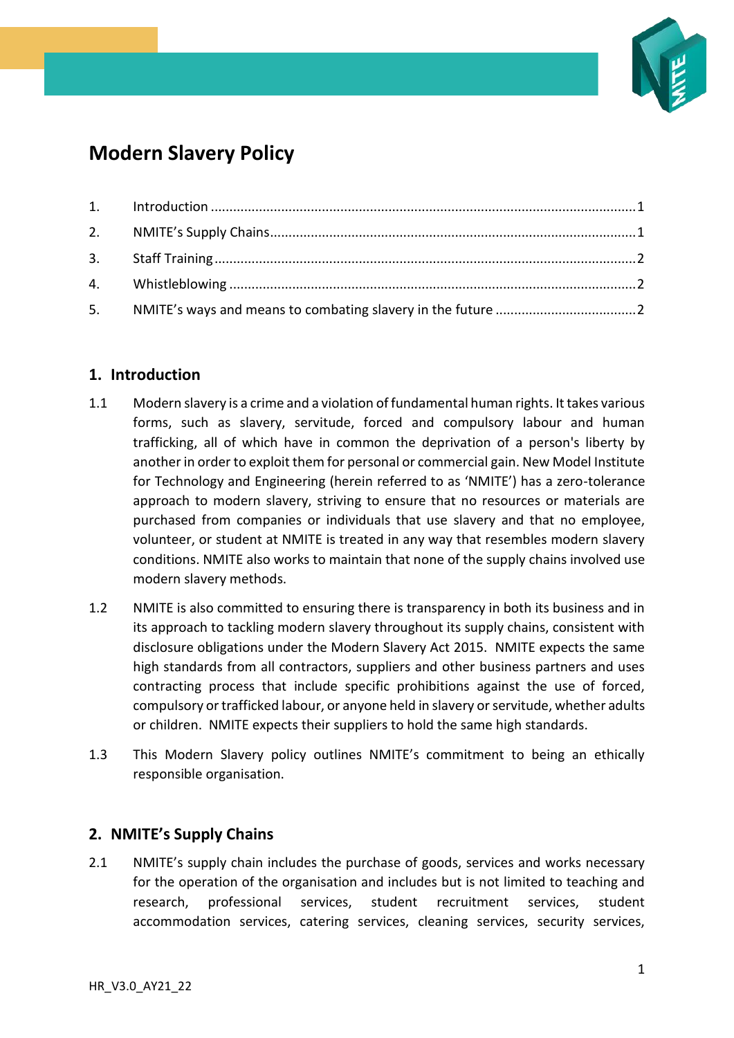// Not a transcript: a fresh rendering of page 1 of 0eba358b57f2 as Markdown; the footer code "HR_V3.0_AY21_22" and page number are dropped.
# Modern Slavery Policy

1. Introduction ..... 1
2. NMITE's Supply Chains ..... 1
3. Staff Training ..... 2
4. Whistleblowing ..... 2
5. NMITE's ways and means to combating slavery in the future ..... 2

## 1. Introduction

1.1 Modern slavery is a crime and a violation of fundamental human rights. It takes various forms, such as slavery, servitude, forced and compulsory labour and human trafficking, all of which have in common the deprivation of a person's liberty by another in order to exploit them for personal or commercial gain. New Model Institute for Technology and Engineering (herein referred to as 'NMITE') has a zero-tolerance approach to modern slavery, striving to ensure that no resources or materials are purchased from companies or individuals that use slavery and that no employee, volunteer, or student at NMITE is treated in any way that resembles modern slavery conditions. NMITE also works to maintain that none of the supply chains involved use modern slavery methods.

1.2 NMITE is also committed to ensuring there is transparency in both its business and in its approach to tackling modern slavery throughout its supply chains, consistent with disclosure obligations under the Modern Slavery Act 2015. NMITE expects the same high standards from all contractors, suppliers and other business partners and uses contracting process that include specific prohibitions against the use of forced, compulsory or trafficked labour, or anyone held in slavery or servitude, whether adults or children. NMITE expects their suppliers to hold the same high standards.

1.3 This Modern Slavery policy outlines NMITE's commitment to being an ethically responsible organisation.

## 2. NMITE's Supply Chains

2.1 NMITE's supply chain includes the purchase of goods, services and works necessary for the operation of the organisation and includes but is not limited to teaching and research, professional services, student recruitment services, student accommodation services, catering services, cleaning services, security services,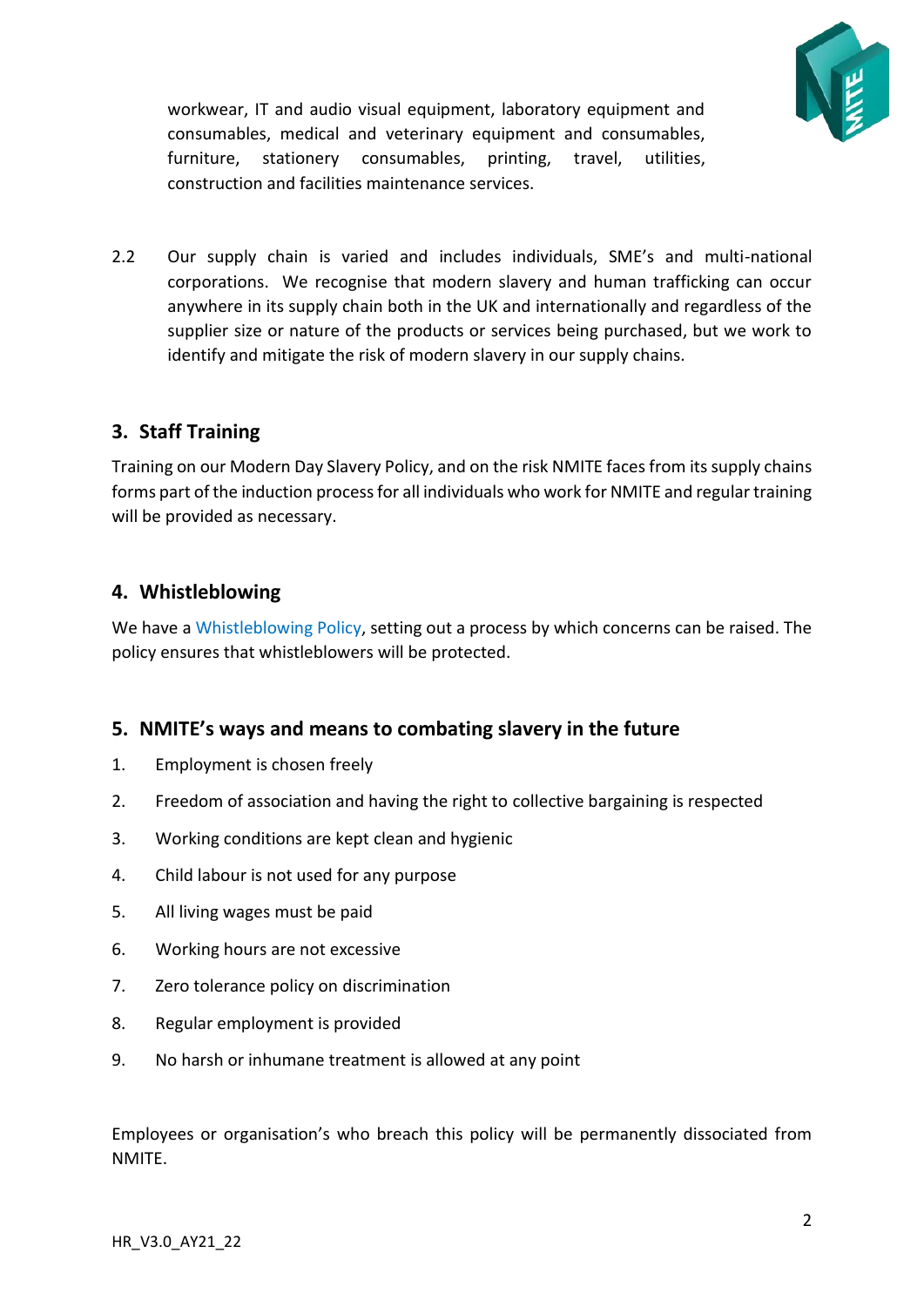workwear, IT and audio visual equipment, laboratory equipment and consumables, medical and veterinary equipment and consumables, furniture, stationery consumables, printing, travel, utilities, construction and facilities maintenance services.

2.2 Our supply chain is varied and includes individuals, SME's and multi-national corporations. We recognise that modern slavery and human trafficking can occur anywhere in its supply chain both in the UK and internationally and regardless of the supplier size or nature of the products or services being purchased, but we work to identify and mitigate the risk of modern slavery in our supply chains.

## 3. Staff Training

Training on our Modern Day Slavery Policy, and on the risk NMITE faces from its supply chains forms part of the induction process for all individuals who work for NMITE and regular training will be provided as necessary.

## 4. Whistleblowing

We have a Whistleblowing Policy, setting out a process by which concerns can be raised. The policy ensures that whistleblowers will be protected.

## 5. NMITE's ways and means to combating slavery in the future

1. Employment is chosen freely
2. Freedom of association and having the right to collective bargaining is respected
3. Working conditions are kept clean and hygienic
4. Child labour is not used for any purpose
5. All living wages must be paid
6. Working hours are not excessive
7. Zero tolerance policy on discrimination
8. Regular employment is provided
9. No harsh or inhumane treatment is allowed at any point

Employees or organisation's who breach this policy will be permanently dissociated from NMITE.

HR_V3.0_AY21_22